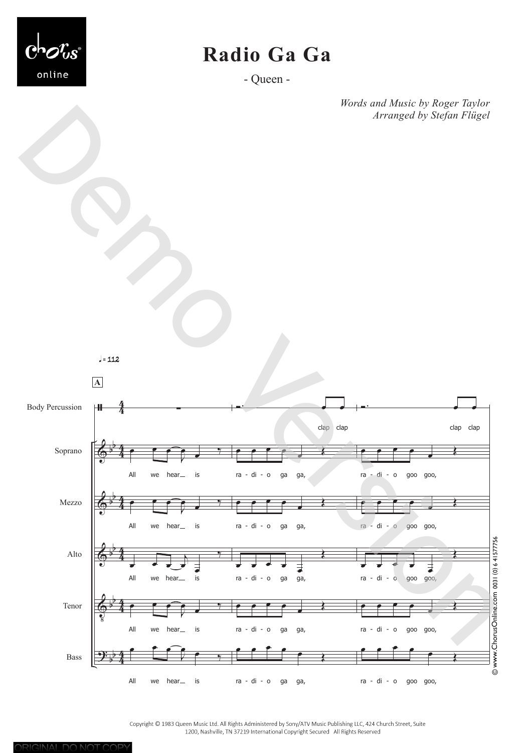# Radio Ga Ga

- Queen -

*Words and Music by Roger Taylor*
*Arranged by Stefan Flügel*

♩ = 112

**A**

Body Percussion: clap clap — clap clap

Soprano: All we hear is ra - di - o ga ga, ra - di - o goo goo,

Mezzo: All we hear is ra - di - o ga ga, ra - di - o goo goo,

Alto: All we hear is ra - di - o ga ga, ra - di - o goo goo,

Tenor: All we hear is ra - di - o ga ga, ra - di - o goo goo,

Bass: All we hear is ra - di - o ga ga, ra - di - o goo goo,

© www.ChorusOnline.com 0031 (0) 6 41577756

Copyright © 1983 Queen Music Ltd. All Rights Administered by Sony/ATV Music Publishing LLC, 424 Church Street, Suite 1200, Nashville, TN 37219 International Copyright Secured All Rights Reserved

ORIGINAL DO NOT COPY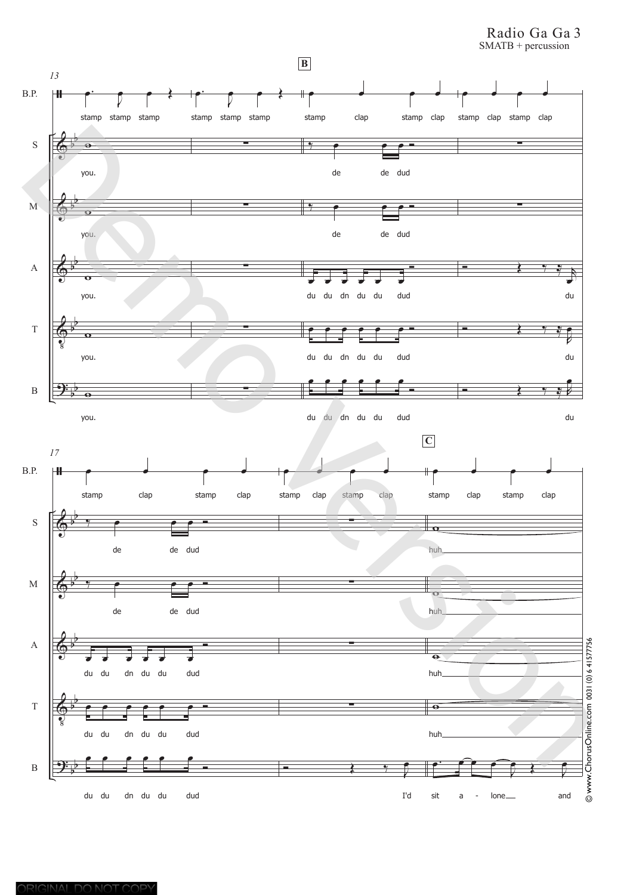Radio Ga Ga 3
SMATB + percussion

13

**B**

B.P.: stamp stamp stamp | stamp stamp stamp | stamp clap stamp clap | stamp clap stamp clap

S: you. | | de de dud |

M: you. | | de de dud |

A: you. | | du du dn du du dud | du

T: you. | | du du dn du du dud | du

B: you. | | du du dn du du dud | du

17

**C**

B.P.: stamp clap stamp clap | stamp clap stamp clap | stamp clap stamp clap

S: de de dud | | huh

M: de de dud | | huh

A: du du dn du du dud | | huh

T: du du dn du du dud | | huh

B: du du dn du du dud | I'd | sit a - lone and

© www.ChorusOnline.com 0031 (0) 6 41577756

ORIGINAL DO NOT COPY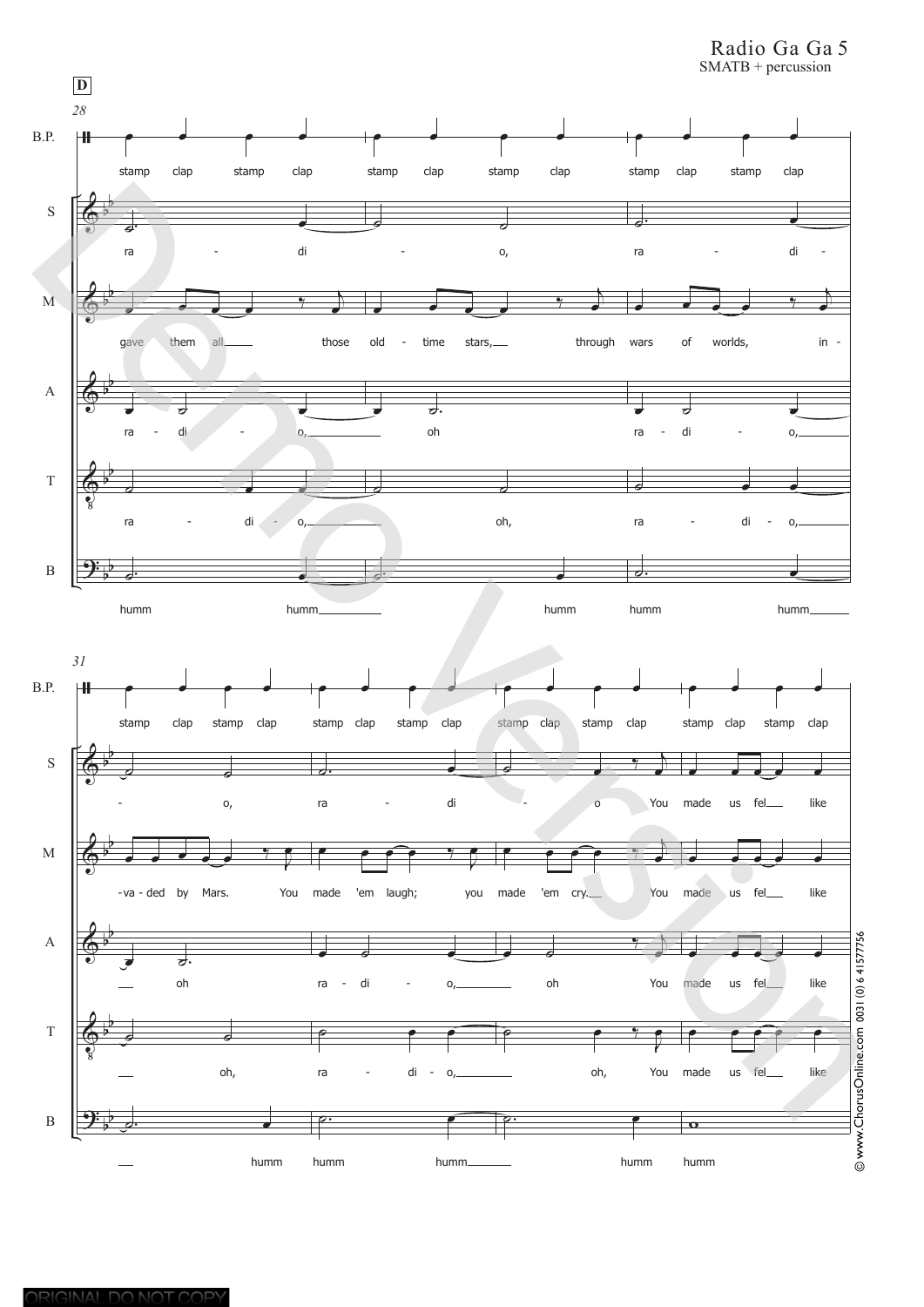**D**

*28*

B.P.: stamp clap stamp clap stamp clap stamp clap stamp clap stamp clap

S: ra - di - o, ra - di -

M: gave them all___ those old - time stars,___ through wars of worlds, in -

A: ra - di - o,_______ oh ra - di - o,______

T: ra - di - o,_______ oh, ra - di - o,______

B: humm humm_______ humm humm humm_____

*31*

B.P.: stamp clap stamp clap stamp clap stamp clap stamp clap stamp clap stamp clap stamp clap

S: - o, ra - di - o You made us fel___ like

M: -va - ded by Mars. You made 'em laugh; you made 'em cry.___ You made us fel___ like

A: ___ oh ra - di - o,_______ oh You made us fel___ like

T: ___ oh, ra - di - o,_______ oh, You made us fel___ like

B: ___ humm humm humm_______ humm humm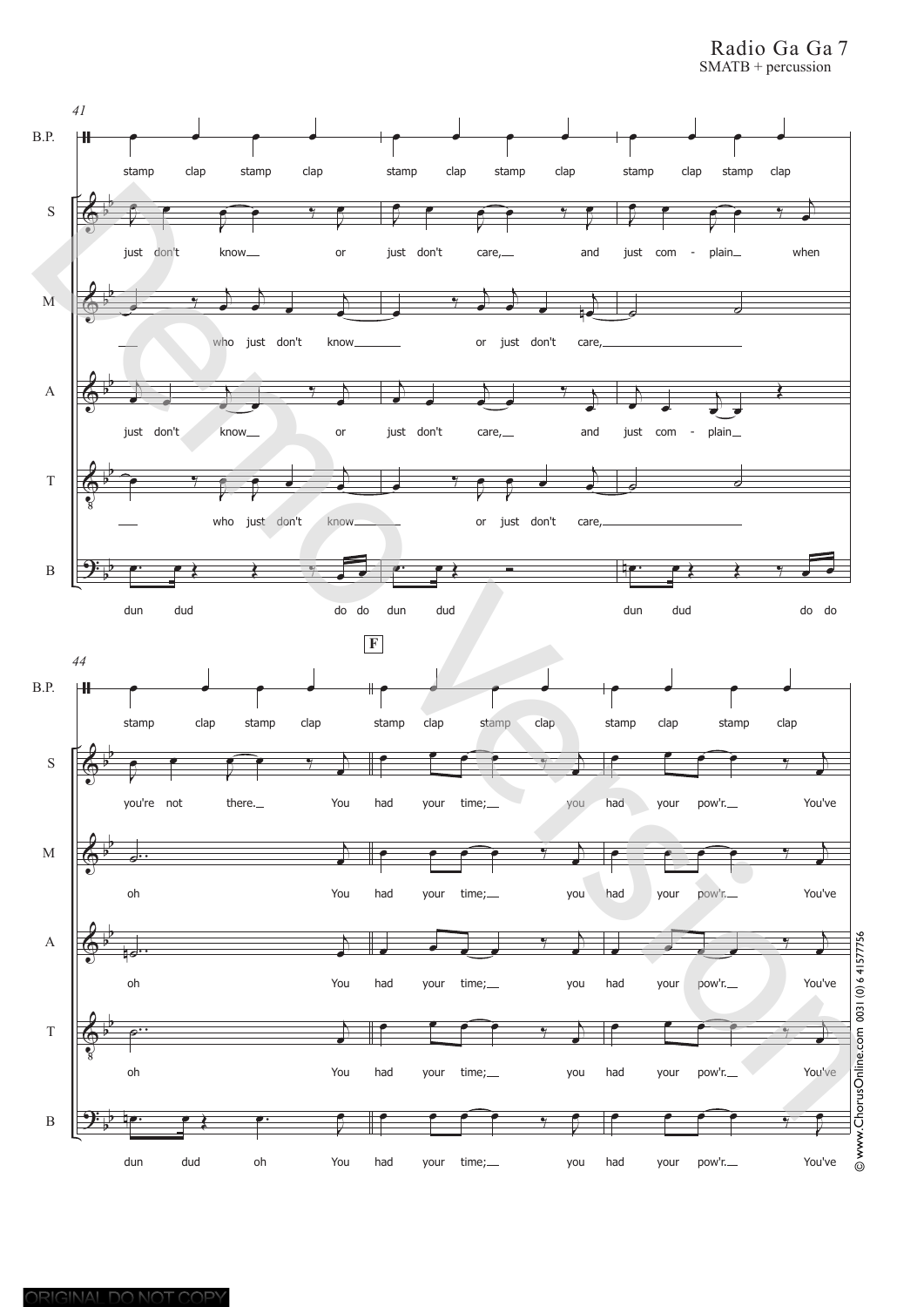SMATB + percussion

**41**

B.P.: stamp clap stamp clap stamp clap stamp clap stamp clap stamp clap

S: just don't know or just don't care, and just com - plain when

M: who just don't know or just don't care,

A: just don't know or just don't care, and just com - plain

T: who just don't know or just don't care,

B: dun dud do do dun dud dun dud do do

**44**

**F**

B.P.: stamp clap stamp clap stamp clap stamp clap stamp clap stamp clap

S: you're not there. You had your time; you had your pow'r. You've

M: oh You had your time; you had your pow'r. You've

A: oh You had your time; you had your pow'r. You've

T: oh You had your time; you had your pow'r. You've

B: dun dud oh You had your time; you had your pow'r. You've

© www.ChorusOnline.com 0031 (0) 6 41577756

ORIGINAL DO NOT COPY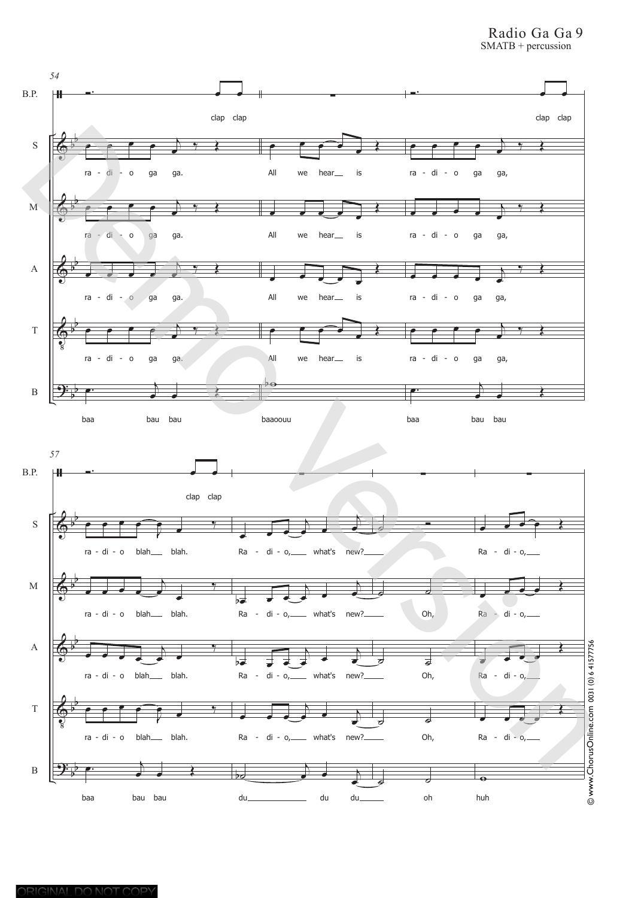Radio Ga Ga

SMATB + percussion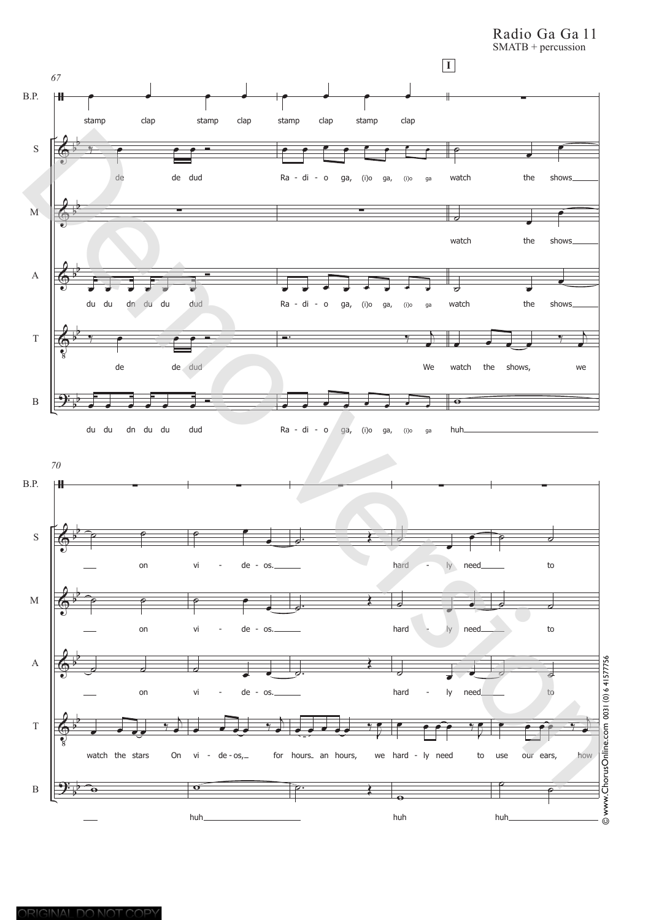**67**

**I**

B.P.: stamp clap stamp clap stamp clap stamp clap

S: de de dud Ra - di - o ga, (i)o ga, (i)o ga watch the shows

M: watch the shows

A: du du dn du du dud Ra - di - o ga, (i)o ga, (i)o ga watch the shows

T: de de dud We watch the shows, we

B: du du dn du du dud Ra - di - o ga, (i)o ga, (i)o ga huh

**70**

S: on vi - de - os. hard - ly need to

M: on vi - de - os. hard - ly need to

A: on vi - de - os. hard - ly need to

T: watch the stars On vi - de - os, for hours an hours, we hard - ly need to use our ears, how

B: huh huh huh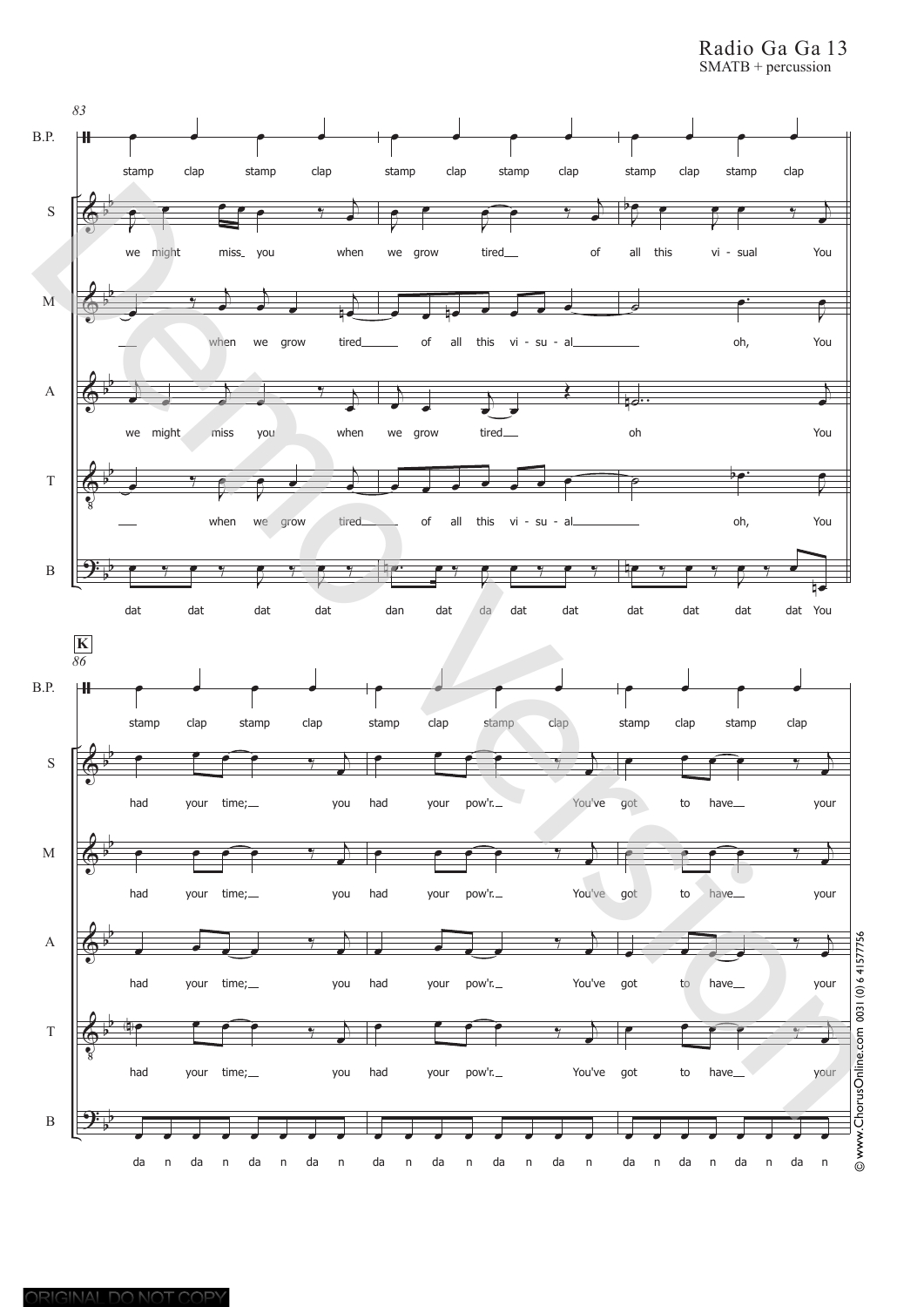Radio Ga Ga 13
SMATB + percussion

83

B.P.: stamp clap stamp clap stamp clap stamp clap stamp clap stamp clap

S: we might miss_ you when we grow tired__ of all this vi - sual You

M: __ when we grow tired______ of all this vi - su - al__________ oh, You

A: we might miss you when we grow tired__ oh You

T: __ when we grow tired______ of all this vi - su - al__________ oh, You

B: dat dat dat dat dan dat da dat dat dat dat dat dat You

**K**
86

B.P.: stamp clap stamp clap stamp clap stamp clap stamp clap stamp clap

S: had your time;__ you had your pow'r.__ You've got to have__ your

M: had your time;__ you had your pow'r.__ You've got to have__ your

A: had your time;__ you had your pow'r.__ You've got to have__ your

T: had your time;__ you had your pow'r.__ You've got to have__ your

B: da n da n da n da n da n da n da n da n da n da n da n da n

© www.ChorusOnline.com 0031 (0) 6 41577756

ORIGINAL DO NOT COPY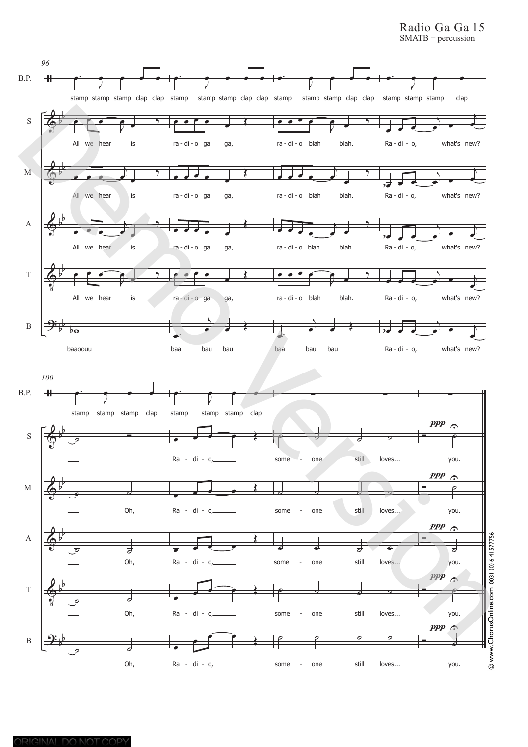Radio Ga Ga 15
SMATB + percussion